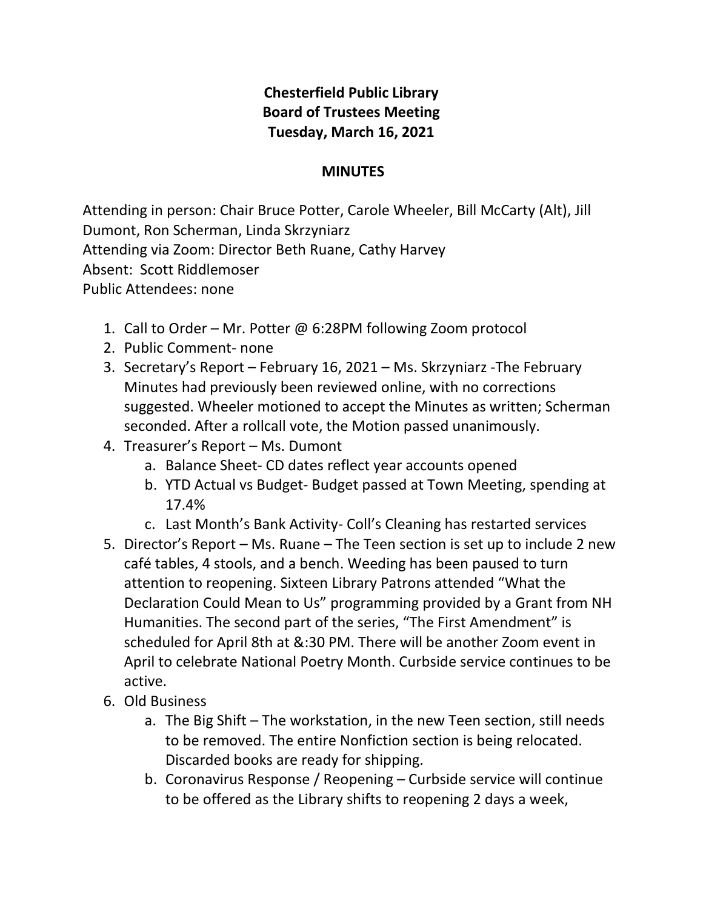**Chesterfield Public Library**
**Board of Trustees Meeting**
**Tuesday, March 16, 2021**

**MINUTES**

Attending in person: Chair Bruce Potter, Carole Wheeler, Bill McCarty (Alt), Jill Dumont, Ron Scherman, Linda Skrzyniarz
Attending via Zoom: Director Beth Ruane, Cathy Harvey
Absent: Scott Riddlemoser
Public Attendees: none

1. Call to Order – Mr. Potter @ 6:28PM following Zoom protocol
2. Public Comment- none
3. Secretary's Report – February 16, 2021 – Ms. Skrzyniarz -The February Minutes had previously been reviewed online, with no corrections suggested. Wheeler motioned to accept the Minutes as written; Scherman seconded. After a rollcall vote, the Motion passed unanimously.
4. Treasurer's Report – Ms. Dumont
   a. Balance Sheet- CD dates reflect year accounts opened
   b. YTD Actual vs Budget- Budget passed at Town Meeting, spending at 17.4%
   c. Last Month's Bank Activity- Coll's Cleaning has restarted services
5. Director's Report – Ms. Ruane – The Teen section is set up to include 2 new café tables, 4 stools, and a bench. Weeding has been paused to turn attention to reopening. Sixteen Library Patrons attended "What the Declaration Could Mean to Us" programming provided by a Grant from NH Humanities. The second part of the series, "The First Amendment" is scheduled for April 8th at &:30 PM. There will be another Zoom event in April to celebrate National Poetry Month. Curbside service continues to be active.
6. Old Business
   a. The Big Shift – The workstation, in the new Teen section, still needs to be removed. The entire Nonfiction section is being relocated. Discarded books are ready for shipping.
   b. Coronavirus Response / Reopening – Curbside service will continue to be offered as the Library shifts to reopening 2 days a week,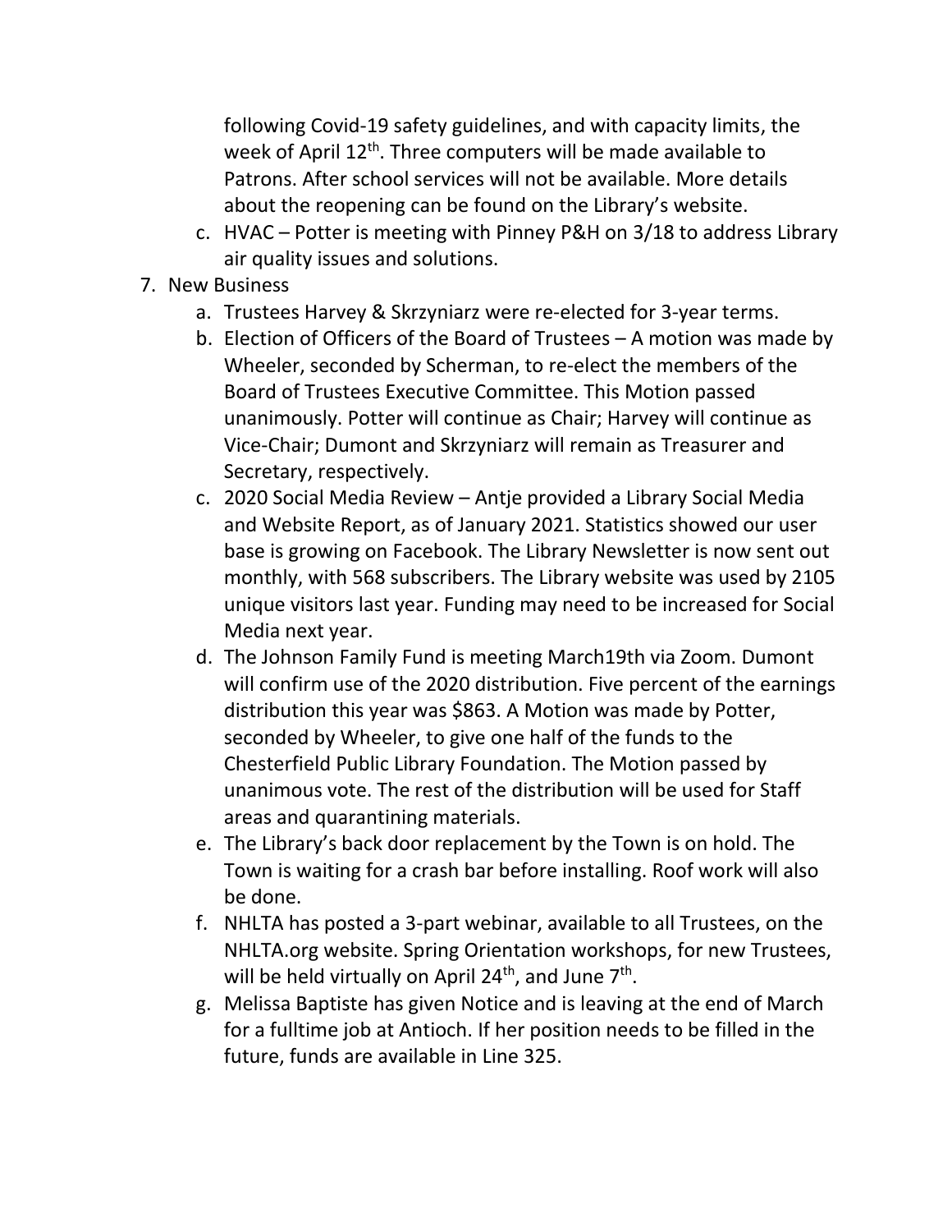following Covid-19 safety guidelines, and with capacity limits, the week of April 12th. Three computers will be made available to Patrons. After school services will not be available. More details about the reopening can be found on the Library's website.

   c. HVAC – Potter is meeting with Pinney P&H on 3/18 to address Library air quality issues and solutions.

7. New Business
   a. Trustees Harvey & Skrzyniarz were re-elected for 3-year terms.
   b. Election of Officers of the Board of Trustees – A motion was made by Wheeler, seconded by Scherman, to re-elect the members of the Board of Trustees Executive Committee. This Motion passed unanimously. Potter will continue as Chair; Harvey will continue as Vice-Chair; Dumont and Skrzyniarz will remain as Treasurer and Secretary, respectively.
   c. 2020 Social Media Review – Antje provided a Library Social Media and Website Report, as of January 2021. Statistics showed our user base is growing on Facebook. The Library Newsletter is now sent out monthly, with 568 subscribers. The Library website was used by 2105 unique visitors last year. Funding may need to be increased for Social Media next year.
   d. The Johnson Family Fund is meeting March19th via Zoom. Dumont will confirm use of the 2020 distribution. Five percent of the earnings distribution this year was $863. A Motion was made by Potter, seconded by Wheeler, to give one half of the funds to the Chesterfield Public Library Foundation. The Motion passed by unanimous vote. The rest of the distribution will be used for Staff areas and quarantining materials.
   e. The Library's back door replacement by the Town is on hold. The Town is waiting for a crash bar before installing. Roof work will also be done.
   f. NHLTA has posted a 3-part webinar, available to all Trustees, on the NHLTA.org website. Spring Orientation workshops, for new Trustees, will be held virtually on April 24th, and June 7th.
   g. Melissa Baptiste has given Notice and is leaving at the end of March for a fulltime job at Antioch. If her position needs to be filled in the future, funds are available in Line 325.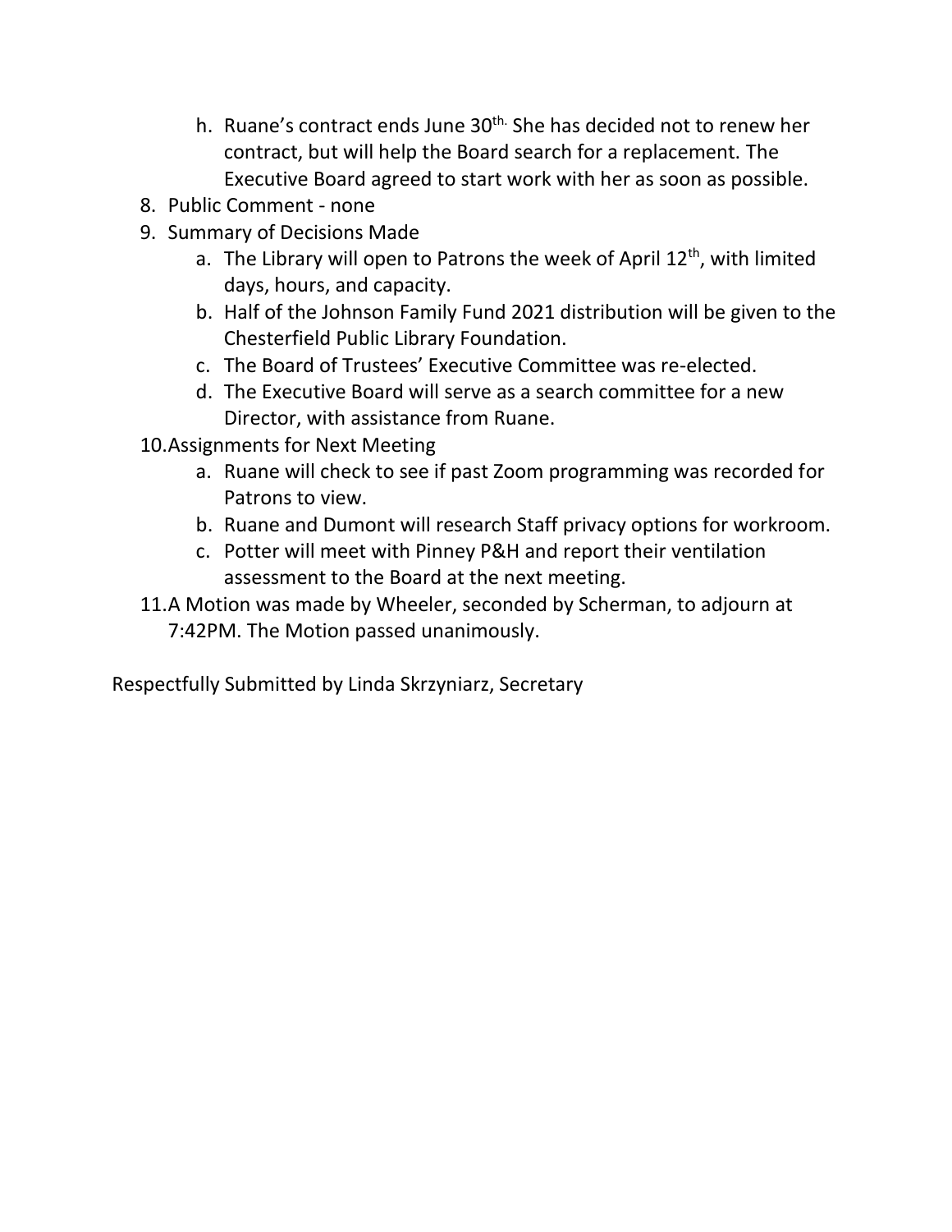h. Ruane's contract ends June 30th. She has decided not to renew her contract, but will help the Board search for a replacement. The Executive Board agreed to start work with her as soon as possible.

8. Public Comment - none
9. Summary of Decisions Made
   a. The Library will open to Patrons the week of April 12th, with limited days, hours, and capacity.
   b. Half of the Johnson Family Fund 2021 distribution will be given to the Chesterfield Public Library Foundation.
   c. The Board of Trustees' Executive Committee was re-elected.
   d. The Executive Board will serve as a search committee for a new Director, with assistance from Ruane.
10. Assignments for Next Meeting
    a. Ruane will check to see if past Zoom programming was recorded for Patrons to view.
    b. Ruane and Dumont will research Staff privacy options for workroom.
    c. Potter will meet with Pinney P&H and report their ventilation assessment to the Board at the next meeting.
11. A Motion was made by Wheeler, seconded by Scherman, to adjourn at 7:42PM. The Motion passed unanimously.

Respectfully Submitted by Linda Skrzyniarz, Secretary